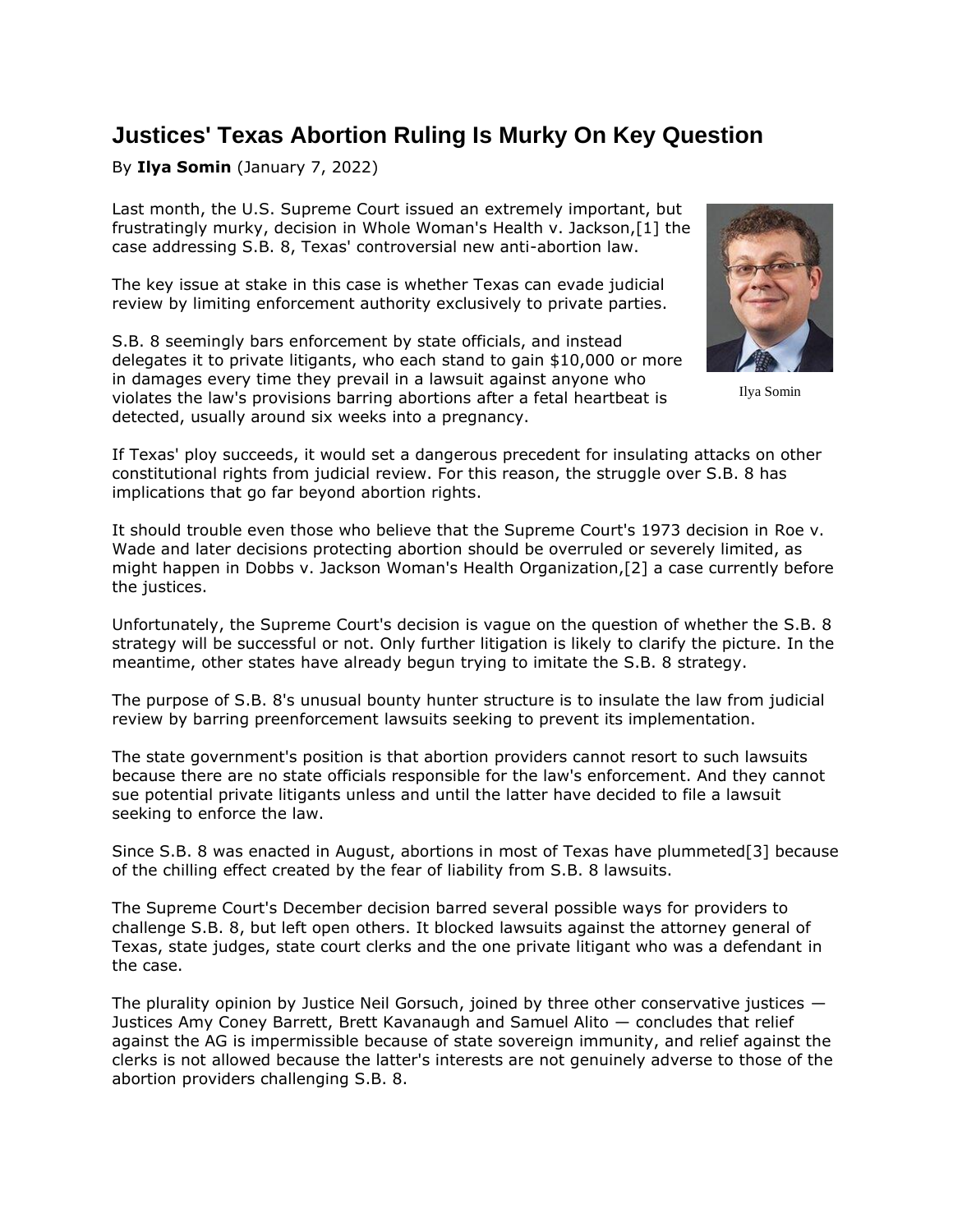# Justices' Texas Abortion Ruling Is Murky On Key Question

By **Ilya Somin** (January 7, 2022)

Ilya Somin

Last month, the U.S. Supreme Court issued an extremely important, but frustratingly murky, decision in Whole Woman's Health v. Jackson,[1] the case addressing S.B. 8, Texas' controversial new anti-abortion law.

The key issue at stake in this case is whether Texas can evade judicial review by limiting enforcement authority exclusively to private parties.

S.B. 8 seemingly bars enforcement by state officials, and instead delegates it to private litigants, who each stand to gain $10,000 or more in damages every time they prevail in a lawsuit against anyone who violates the law's provisions barring abortions after a fetal heartbeat is detected, usually around six weeks into a pregnancy.

If Texas' ploy succeeds, it would set a dangerous precedent for insulating attacks on other constitutional rights from judicial review. For this reason, the struggle over S.B. 8 has implications that go far beyond abortion rights.

It should trouble even those who believe that the Supreme Court's 1973 decision in Roe v. Wade and later decisions protecting abortion should be overruled or severely limited, as might happen in Dobbs v. Jackson Woman's Health Organization,[2] a case currently before the justices.

Unfortunately, the Supreme Court's decision is vague on the question of whether the S.B. 8 strategy will be successful or not. Only further litigation is likely to clarify the picture. In the meantime, other states have already begun trying to imitate the S.B. 8 strategy.

The purpose of S.B. 8's unusual bounty hunter structure is to insulate the law from judicial review by barring preenforcement lawsuits seeking to prevent its implementation.

The state government's position is that abortion providers cannot resort to such lawsuits because there are no state officials responsible for the law's enforcement. And they cannot sue potential private litigants unless and until the latter have decided to file a lawsuit seeking to enforce the law.

Since S.B. 8 was enacted in August, abortions in most of Texas have plummeted[3] because of the chilling effect created by the fear of liability from S.B. 8 lawsuits.

The Supreme Court's December decision barred several possible ways for providers to challenge S.B. 8, but left open others. It blocked lawsuits against the attorney general of Texas, state judges, state court clerks and the one private litigant who was a defendant in the case.

The plurality opinion by Justice Neil Gorsuch, joined by three other conservative justices — Justices Amy Coney Barrett, Brett Kavanaugh and Samuel Alito — concludes that relief against the AG is impermissible because of state sovereign immunity, and relief against the clerks is not allowed because the latter's interests are not genuinely adverse to those of the abortion providers challenging S.B. 8.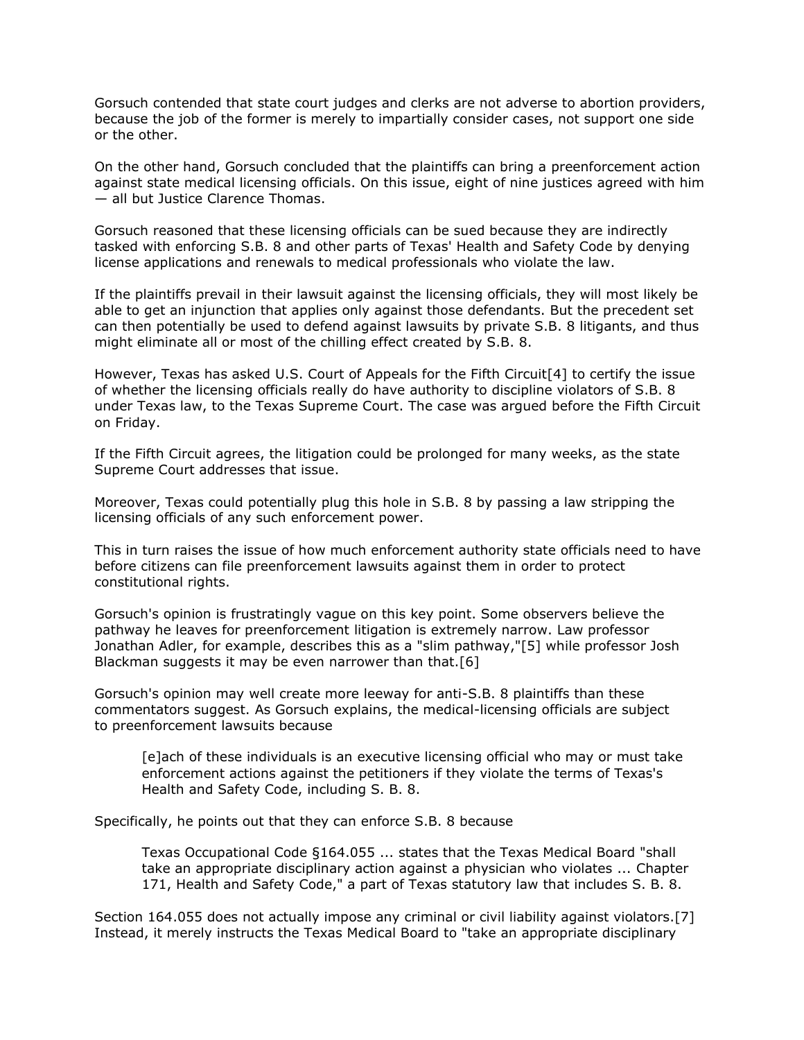Gorsuch contended that state court judges and clerks are not adverse to abortion providers, because the job of the former is merely to impartially consider cases, not support one side or the other.

On the other hand, Gorsuch concluded that the plaintiffs can bring a preenforcement action against state medical licensing officials. On this issue, eight of nine justices agreed with him — all but Justice Clarence Thomas.

Gorsuch reasoned that these licensing officials can be sued because they are indirectly tasked with enforcing S.B. 8 and other parts of Texas' Health and Safety Code by denying license applications and renewals to medical professionals who violate the law.

If the plaintiffs prevail in their lawsuit against the licensing officials, they will most likely be able to get an injunction that applies only against those defendants. But the precedent set can then potentially be used to defend against lawsuits by private S.B. 8 litigants, and thus might eliminate all or most of the chilling effect created by S.B. 8.

However, Texas has asked U.S. Court of Appeals for the Fifth Circuit[4] to certify the issue of whether the licensing officials really do have authority to discipline violators of S.B. 8 under Texas law, to the Texas Supreme Court. The case was argued before the Fifth Circuit on Friday.

If the Fifth Circuit agrees, the litigation could be prolonged for many weeks, as the state Supreme Court addresses that issue.

Moreover, Texas could potentially plug this hole in S.B. 8 by passing a law stripping the licensing officials of any such enforcement power.

This in turn raises the issue of how much enforcement authority state officials need to have before citizens can file preenforcement lawsuits against them in order to protect constitutional rights.

Gorsuch's opinion is frustratingly vague on this key point. Some observers believe the pathway he leaves for preenforcement litigation is extremely narrow. Law professor Jonathan Adler, for example, describes this as a "slim pathway,"[5] while professor Josh Blackman suggests it may be even narrower than that.[6]

Gorsuch's opinion may well create more leeway for anti-S.B. 8 plaintiffs than these commentators suggest. As Gorsuch explains, the medical-licensing officials are subject to preenforcement lawsuits because

> [e]ach of these individuals is an executive licensing official who may or must take enforcement actions against the petitioners if they violate the terms of Texas's Health and Safety Code, including S. B. 8.

Specifically, he points out that they can enforce S.B. 8 because

> Texas Occupational Code §164.055 ... states that the Texas Medical Board "shall take an appropriate disciplinary action against a physician who violates ... Chapter 171, Health and Safety Code," a part of Texas statutory law that includes S. B. 8.

Section 164.055 does not actually impose any criminal or civil liability against violators.[7] Instead, it merely instructs the Texas Medical Board to "take an appropriate disciplinary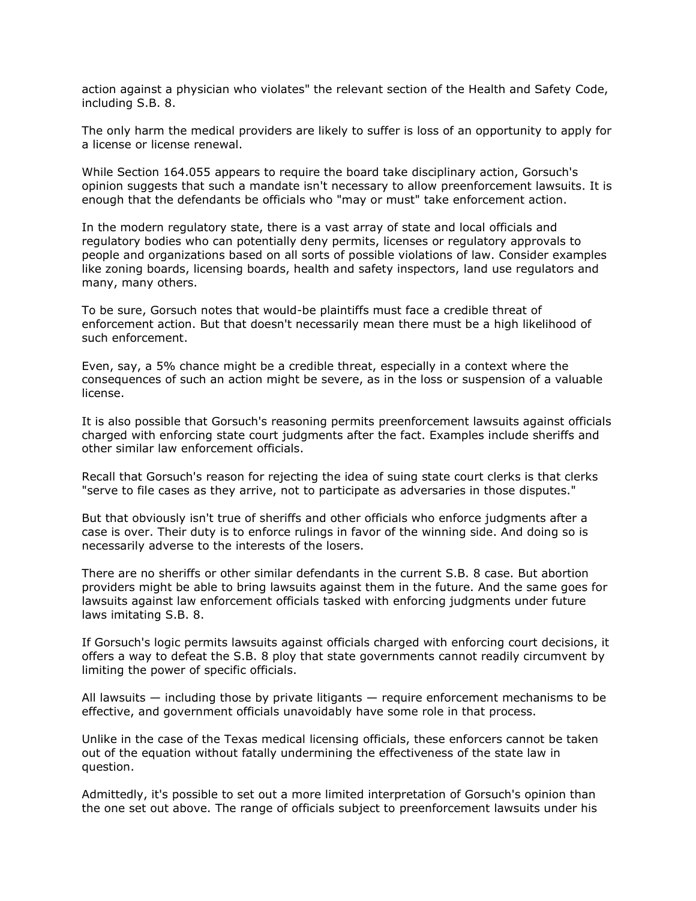action against a physician who violates" the relevant section of the Health and Safety Code, including S.B. 8.

The only harm the medical providers are likely to suffer is loss of an opportunity to apply for a license or license renewal.

While Section 164.055 appears to require the board take disciplinary action, Gorsuch's opinion suggests that such a mandate isn't necessary to allow preenforcement lawsuits. It is enough that the defendants be officials who "may or must" take enforcement action.

In the modern regulatory state, there is a vast array of state and local officials and regulatory bodies who can potentially deny permits, licenses or regulatory approvals to people and organizations based on all sorts of possible violations of law. Consider examples like zoning boards, licensing boards, health and safety inspectors, land use regulators and many, many others.

To be sure, Gorsuch notes that would-be plaintiffs must face a credible threat of enforcement action. But that doesn't necessarily mean there must be a high likelihood of such enforcement.

Even, say, a 5% chance might be a credible threat, especially in a context where the consequences of such an action might be severe, as in the loss or suspension of a valuable license.

It is also possible that Gorsuch's reasoning permits preenforcement lawsuits against officials charged with enforcing state court judgments after the fact. Examples include sheriffs and other similar law enforcement officials.

Recall that Gorsuch's reason for rejecting the idea of suing state court clerks is that clerks "serve to file cases as they arrive, not to participate as adversaries in those disputes."

But that obviously isn't true of sheriffs and other officials who enforce judgments after a case is over. Their duty is to enforce rulings in favor of the winning side. And doing so is necessarily adverse to the interests of the losers.

There are no sheriffs or other similar defendants in the current S.B. 8 case. But abortion providers might be able to bring lawsuits against them in the future. And the same goes for lawsuits against law enforcement officials tasked with enforcing judgments under future laws imitating S.B. 8.

If Gorsuch's logic permits lawsuits against officials charged with enforcing court decisions, it offers a way to defeat the S.B. 8 ploy that state governments cannot readily circumvent by limiting the power of specific officials.

All lawsuits — including those by private litigants — require enforcement mechanisms to be effective, and government officials unavoidably have some role in that process.

Unlike in the case of the Texas medical licensing officials, these enforcers cannot be taken out of the equation without fatally undermining the effectiveness of the state law in question.

Admittedly, it's possible to set out a more limited interpretation of Gorsuch's opinion than the one set out above. The range of officials subject to preenforcement lawsuits under his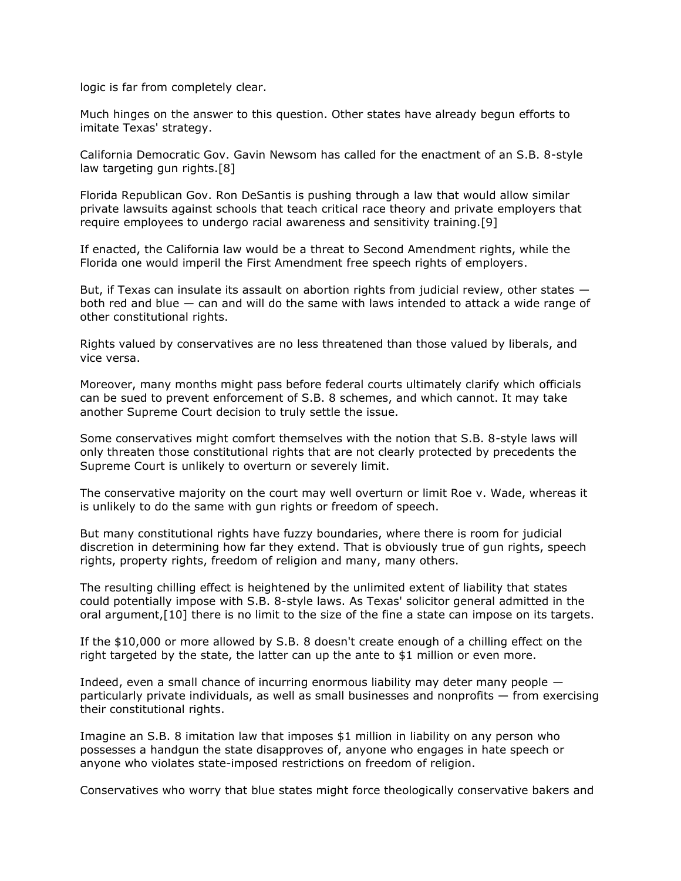logic is far from completely clear.

Much hinges on the answer to this question. Other states have already begun efforts to imitate Texas' strategy.

California Democratic Gov. Gavin Newsom has called for the enactment of an S.B. 8-style law targeting gun rights.[8]

Florida Republican Gov. Ron DeSantis is pushing through a law that would allow similar private lawsuits against schools that teach critical race theory and private employers that require employees to undergo racial awareness and sensitivity training.[9]

If enacted, the California law would be a threat to Second Amendment rights, while the Florida one would imperil the First Amendment free speech rights of employers.

But, if Texas can insulate its assault on abortion rights from judicial review, other states — both red and blue — can and will do the same with laws intended to attack a wide range of other constitutional rights.

Rights valued by conservatives are no less threatened than those valued by liberals, and vice versa.

Moreover, many months might pass before federal courts ultimately clarify which officials can be sued to prevent enforcement of S.B. 8 schemes, and which cannot. It may take another Supreme Court decision to truly settle the issue.

Some conservatives might comfort themselves with the notion that S.B. 8-style laws will only threaten those constitutional rights that are not clearly protected by precedents the Supreme Court is unlikely to overturn or severely limit.

The conservative majority on the court may well overturn or limit Roe v. Wade, whereas it is unlikely to do the same with gun rights or freedom of speech.

But many constitutional rights have fuzzy boundaries, where there is room for judicial discretion in determining how far they extend. That is obviously true of gun rights, speech rights, property rights, freedom of religion and many, many others.

The resulting chilling effect is heightened by the unlimited extent of liability that states could potentially impose with S.B. 8-style laws. As Texas' solicitor general admitted in the oral argument,[10] there is no limit to the size of the fine a state can impose on its targets.

If the $10,000 or more allowed by S.B. 8 doesn't create enough of a chilling effect on the right targeted by the state, the latter can up the ante to $1 million or even more.

Indeed, even a small chance of incurring enormous liability may deter many people — particularly private individuals, as well as small businesses and nonprofits — from exercising their constitutional rights.

Imagine an S.B. 8 imitation law that imposes $1 million in liability on any person who possesses a handgun the state disapproves of, anyone who engages in hate speech or anyone who violates state-imposed restrictions on freedom of religion.

Conservatives who worry that blue states might force theologically conservative bakers and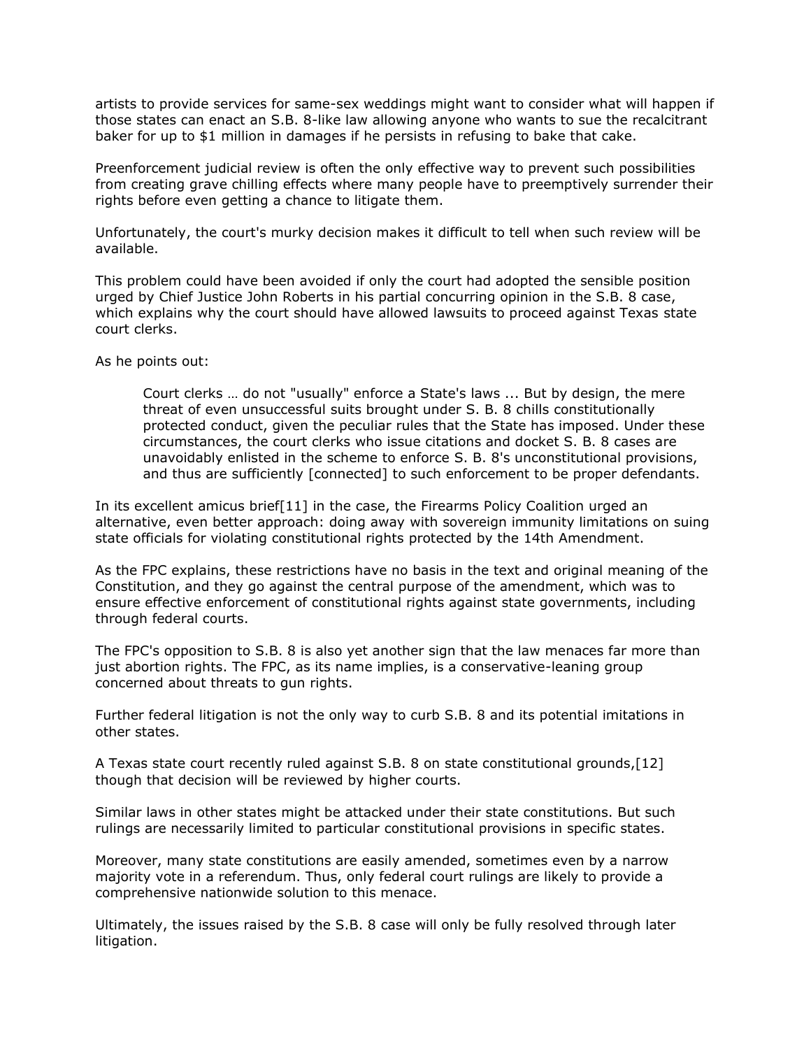artists to provide services for same-sex weddings might want to consider what will happen if those states can enact an S.B. 8-like law allowing anyone who wants to sue the recalcitrant baker for up to $1 million in damages if he persists in refusing to bake that cake.

Preenforcement judicial review is often the only effective way to prevent such possibilities from creating grave chilling effects where many people have to preemptively surrender their rights before even getting a chance to litigate them.

Unfortunately, the court's murky decision makes it difficult to tell when such review will be available.

This problem could have been avoided if only the court had adopted the sensible position urged by Chief Justice John Roberts in his partial concurring opinion in the S.B. 8 case, which explains why the court should have allowed lawsuits to proceed against Texas state court clerks.

As he points out:

> Court clerks … do not "usually" enforce a State's laws ... But by design, the mere threat of even unsuccessful suits brought under S. B. 8 chills constitutionally protected conduct, given the peculiar rules that the State has imposed. Under these circumstances, the court clerks who issue citations and docket S. B. 8 cases are unavoidably enlisted in the scheme to enforce S. B. 8's unconstitutional provisions, and thus are sufficiently [connected] to such enforcement to be proper defendants.

In its excellent amicus brief[11] in the case, the Firearms Policy Coalition urged an alternative, even better approach: doing away with sovereign immunity limitations on suing state officials for violating constitutional rights protected by the 14th Amendment.

As the FPC explains, these restrictions have no basis in the text and original meaning of the Constitution, and they go against the central purpose of the amendment, which was to ensure effective enforcement of constitutional rights against state governments, including through federal courts.

The FPC's opposition to S.B. 8 is also yet another sign that the law menaces far more than just abortion rights. The FPC, as its name implies, is a conservative-leaning group concerned about threats to gun rights.

Further federal litigation is not the only way to curb S.B. 8 and its potential imitations in other states.

A Texas state court recently ruled against S.B. 8 on state constitutional grounds,[12] though that decision will be reviewed by higher courts.

Similar laws in other states might be attacked under their state constitutions. But such rulings are necessarily limited to particular constitutional provisions in specific states.

Moreover, many state constitutions are easily amended, sometimes even by a narrow majority vote in a referendum. Thus, only federal court rulings are likely to provide a comprehensive nationwide solution to this menace.

Ultimately, the issues raised by the S.B. 8 case will only be fully resolved through later litigation.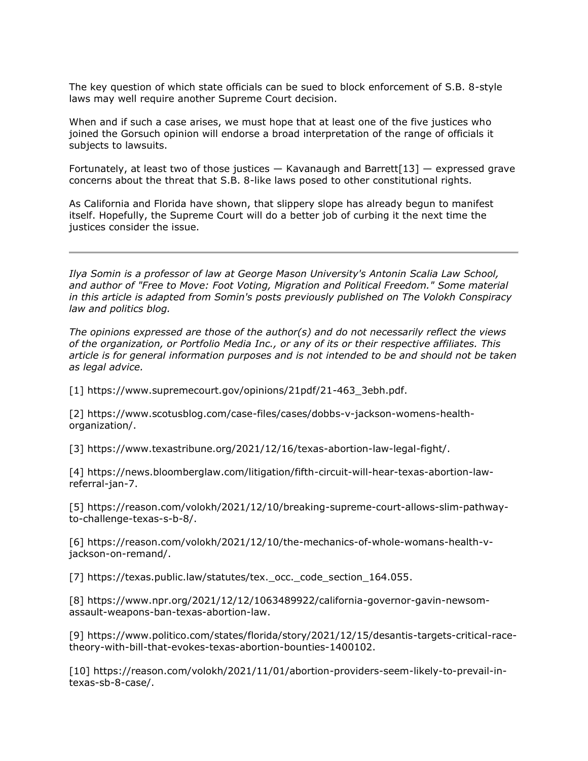The key question of which state officials can be sued to block enforcement of S.B. 8-style laws may well require another Supreme Court decision.

When and if such a case arises, we must hope that at least one of the five justices who joined the Gorsuch opinion will endorse a broad interpretation of the range of officials it subjects to lawsuits.

Fortunately, at least two of those justices — Kavanaugh and Barrett[13] — expressed grave concerns about the threat that S.B. 8-like laws posed to other constitutional rights.

As California and Florida have shown, that slippery slope has already begun to manifest itself. Hopefully, the Supreme Court will do a better job of curbing it the next time the justices consider the issue.

---

*Ilya Somin is a professor of law at George Mason University's Antonin Scalia Law School, and author of "Free to Move: Foot Voting, Migration and Political Freedom." Some material in this article is adapted from Somin's posts previously published on The Volokh Conspiracy law and politics blog.*

*The opinions expressed are those of the author(s) and do not necessarily reflect the views of the organization, or Portfolio Media Inc., or any of its or their respective affiliates. This article is for general information purposes and is not intended to be and should not be taken as legal advice.*

[1] https://www.supremecourt.gov/opinions/21pdf/21-463_3ebh.pdf.

[2] https://www.scotusblog.com/case-files/cases/dobbs-v-jackson-womens-health-organization/.

[3] https://www.texastribune.org/2021/12/16/texas-abortion-law-legal-fight/.

[4] https://news.bloomberglaw.com/litigation/fifth-circuit-will-hear-texas-abortion-law-referral-jan-7.

[5] https://reason.com/volokh/2021/12/10/breaking-supreme-court-allows-slim-pathway-to-challenge-texas-s-b-8/.

[6] https://reason.com/volokh/2021/12/10/the-mechanics-of-whole-womans-health-v-jackson-on-remand/.

[7] https://texas.public.law/statutes/tex._occ._code_section_164.055.

[8] https://www.npr.org/2021/12/12/1063489922/california-governor-gavin-newsom-assault-weapons-ban-texas-abortion-law.

[9] https://www.politico.com/states/florida/story/2021/12/15/desantis-targets-critical-race-theory-with-bill-that-evokes-texas-abortion-bounties-1400102.

[10] https://reason.com/volokh/2021/11/01/abortion-providers-seem-likely-to-prevail-in-texas-sb-8-case/.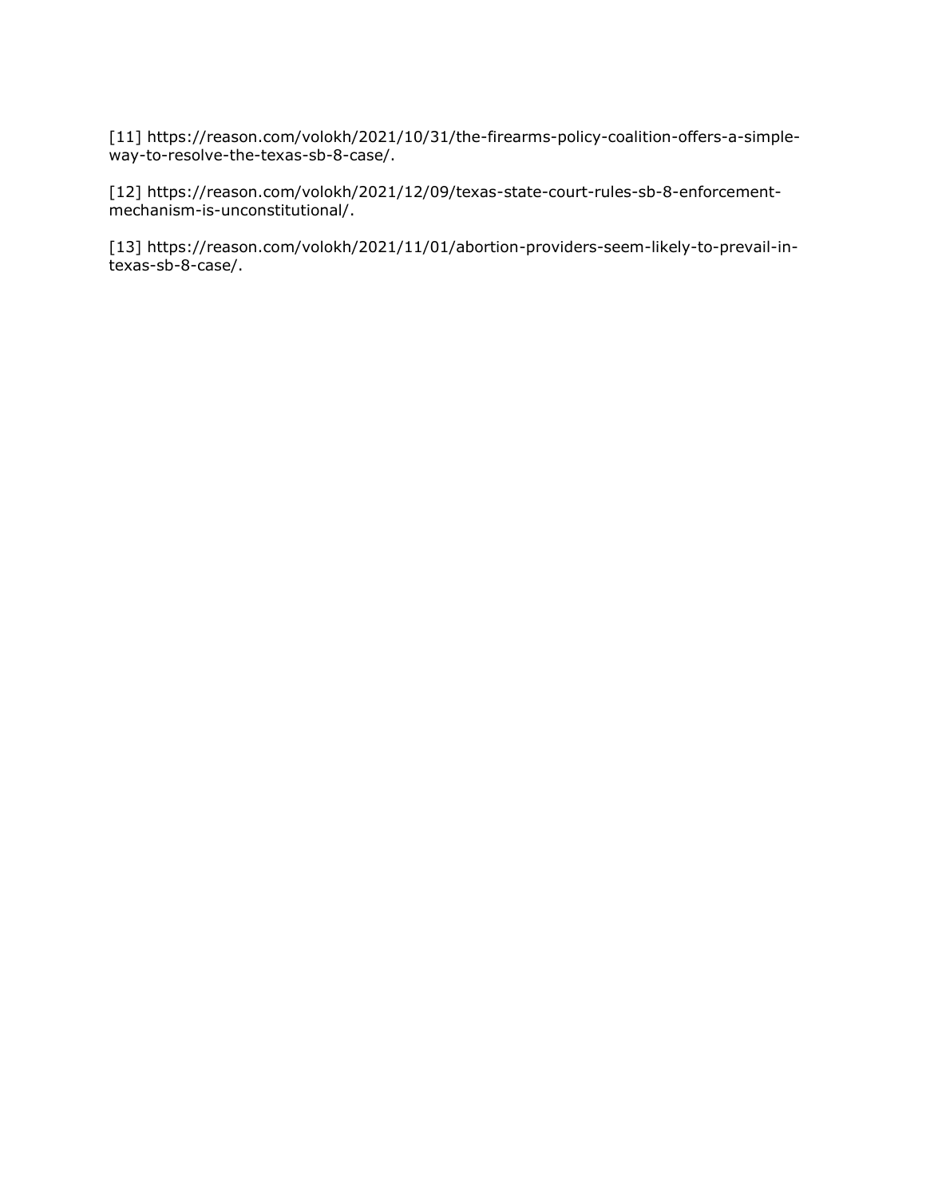[11] https://reason.com/volokh/2021/10/31/the-firearms-policy-coalition-offers-a-simple-way-to-resolve-the-texas-sb-8-case/.

[12] https://reason.com/volokh/2021/12/09/texas-state-court-rules-sb-8-enforcement-mechanism-is-unconstitutional/.

[13] https://reason.com/volokh/2021/11/01/abortion-providers-seem-likely-to-prevail-in-texas-sb-8-case/.